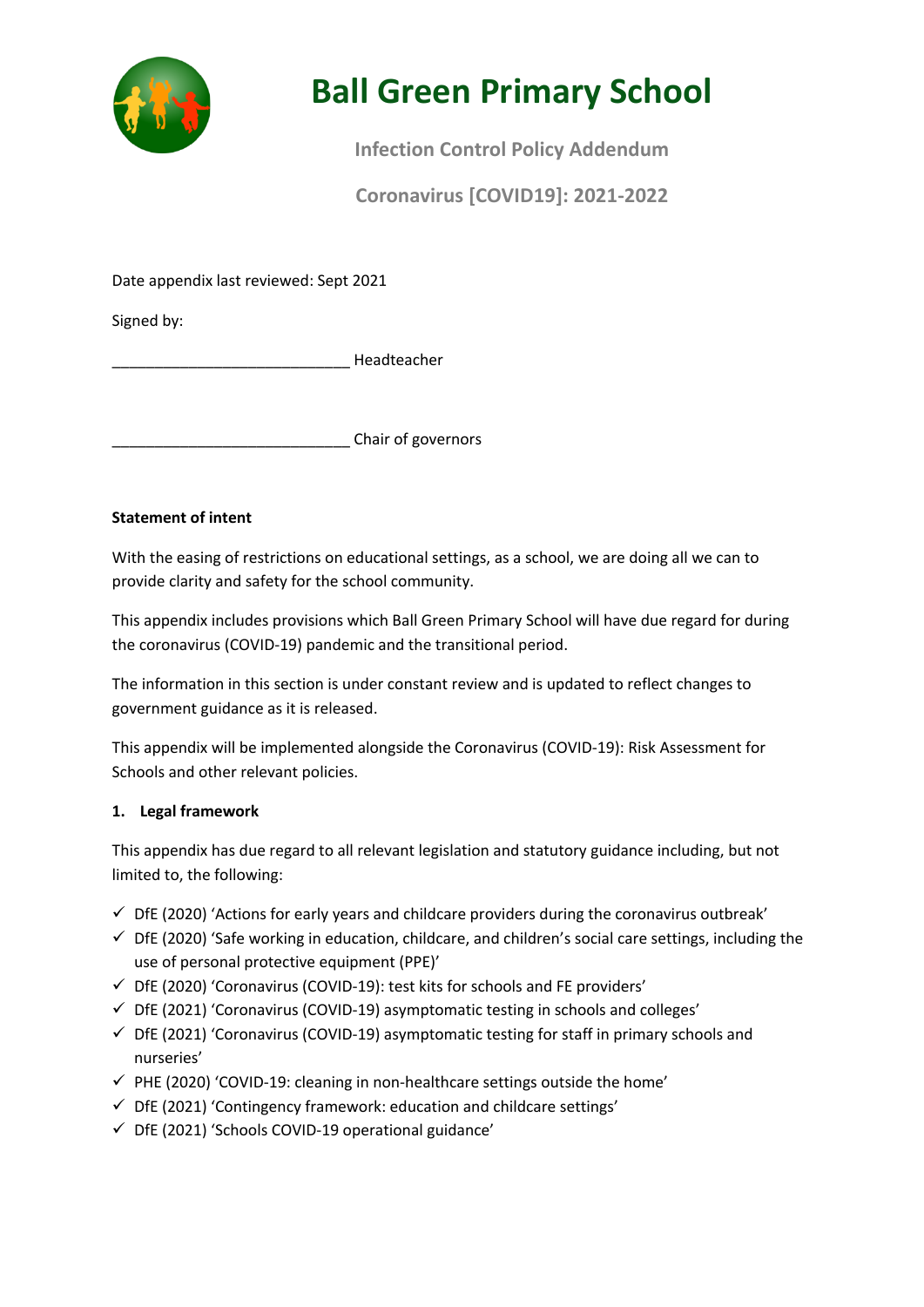# Ball Green Primary School

## Infection Control Policy Addendum

## Coronavirus [COVID19]: 2021-2022

Date appendix last reviewed: Sept 2021

Signed by:

_____________________________ Headteacher

_____________________________ Chair of governors

**Statement of intent**

With the easing of restrictions on educational settings, as a school, we are doing all we can to provide clarity and safety for the school community.

This appendix includes provisions which Ball Green Primary School will have due regard for during the coronavirus (COVID-19) pandemic and the transitional period.

The information in this section is under constant review and is updated to reflect changes to government guidance as it is released.

This appendix will be implemented alongside the Coronavirus (COVID-19): Risk Assessment for Schools and other relevant policies.

**1. Legal framework**

This appendix has due regard to all relevant legislation and statutory guidance including, but not limited to, the following:

- ✓ DfE (2020) 'Actions for early years and childcare providers during the coronavirus outbreak'
- ✓ DfE (2020) 'Safe working in education, childcare, and children's social care settings, including the use of personal protective equipment (PPE)'
- ✓ DfE (2020) 'Coronavirus (COVID-19): test kits for schools and FE providers'
- ✓ DfE (2021) 'Coronavirus (COVID-19) asymptomatic testing in schools and colleges'
- ✓ DfE (2021) 'Coronavirus (COVID-19) asymptomatic testing for staff in primary schools and nurseries'
- ✓ PHE (2020) 'COVID-19: cleaning in non-healthcare settings outside the home'
- ✓ DfE (2021) 'Contingency framework: education and childcare settings'
- ✓ DfE (2021) 'Schools COVID-19 operational guidance'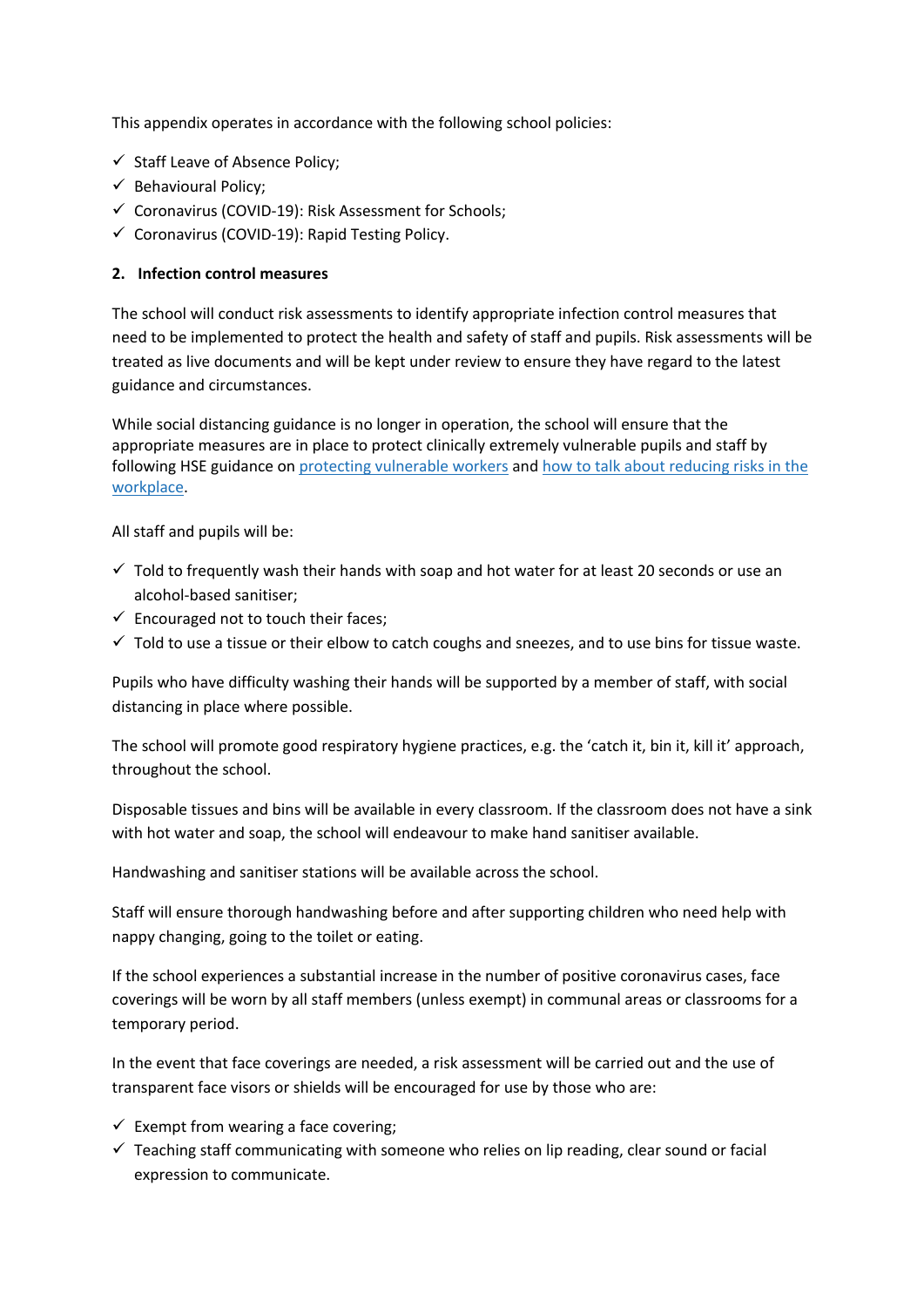This appendix operates in accordance with the following school policies:

- ✓ Staff Leave of Absence Policy;
- ✓ Behavioural Policy;
- ✓ Coronavirus (COVID-19): Risk Assessment for Schools;
- ✓ Coronavirus (COVID-19): Rapid Testing Policy.

**2. Infection control measures**

The school will conduct risk assessments to identify appropriate infection control measures that need to be implemented to protect the health and safety of staff and pupils. Risk assessments will be treated as live documents and will be kept under review to ensure they have regard to the latest guidance and circumstances.

While social distancing guidance is no longer in operation, the school will ensure that the appropriate measures are in place to protect clinically extremely vulnerable pupils and staff by following HSE guidance on protecting vulnerable workers and how to talk about reducing risks in the workplace.

All staff and pupils will be:

- ✓ Told to frequently wash their hands with soap and hot water for at least 20 seconds or use an alcohol-based sanitiser;
- ✓ Encouraged not to touch their faces;
- ✓ Told to use a tissue or their elbow to catch coughs and sneezes, and to use bins for tissue waste.

Pupils who have difficulty washing their hands will be supported by a member of staff, with social distancing in place where possible.

The school will promote good respiratory hygiene practices, e.g. the 'catch it, bin it, kill it' approach, throughout the school.

Disposable tissues and bins will be available in every classroom. If the classroom does not have a sink with hot water and soap, the school will endeavour to make hand sanitiser available.

Handwashing and sanitiser stations will be available across the school.

Staff will ensure thorough handwashing before and after supporting children who need help with nappy changing, going to the toilet or eating.

If the school experiences a substantial increase in the number of positive coronavirus cases, face coverings will be worn by all staff members (unless exempt) in communal areas or classrooms for a temporary period.

In the event that face coverings are needed, a risk assessment will be carried out and the use of transparent face visors or shields will be encouraged for use by those who are:

- ✓ Exempt from wearing a face covering;
- ✓ Teaching staff communicating with someone who relies on lip reading, clear sound or facial expression to communicate.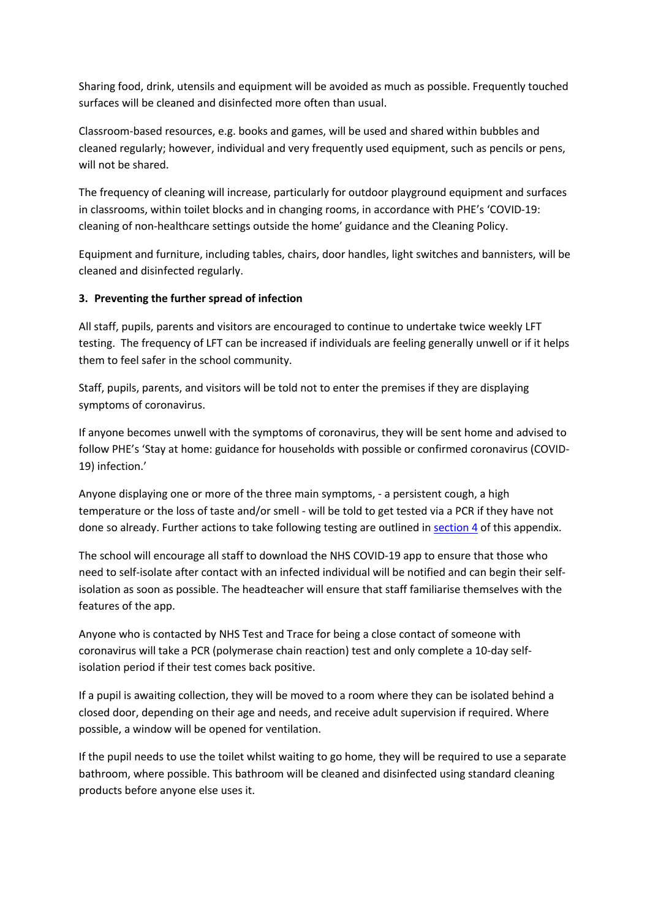Sharing food, drink, utensils and equipment will be avoided as much as possible. Frequently touched surfaces will be cleaned and disinfected more often than usual.

Classroom-based resources, e.g. books and games, will be used and shared within bubbles and cleaned regularly; however, individual and very frequently used equipment, such as pencils or pens, will not be shared.

The frequency of cleaning will increase, particularly for outdoor playground equipment and surfaces in classrooms, within toilet blocks and in changing rooms, in accordance with PHE's 'COVID-19: cleaning of non-healthcare settings outside the home' guidance and the Cleaning Policy.

Equipment and furniture, including tables, chairs, door handles, light switches and bannisters, will be cleaned and disinfected regularly.

**3. Preventing the further spread of infection**

All staff, pupils, parents and visitors are encouraged to continue to undertake twice weekly LFT testing. The frequency of LFT can be increased if individuals are feeling generally unwell or if it helps them to feel safer in the school community.

Staff, pupils, parents, and visitors will be told not to enter the premises if they are displaying symptoms of coronavirus.

If anyone becomes unwell with the symptoms of coronavirus, they will be sent home and advised to follow PHE's 'Stay at home: guidance for households with possible or confirmed coronavirus (COVID-19) infection.'

Anyone displaying one or more of the three main symptoms, - a persistent cough, a high temperature or the loss of taste and/or smell - will be told to get tested via a PCR if they have not done so already. Further actions to take following testing are outlined in section 4 of this appendix.

The school will encourage all staff to download the NHS COVID-19 app to ensure that those who need to self-isolate after contact with an infected individual will be notified and can begin their self-isolation as soon as possible. The headteacher will ensure that staff familiarise themselves with the features of the app.

Anyone who is contacted by NHS Test and Trace for being a close contact of someone with coronavirus will take a PCR (polymerase chain reaction) test and only complete a 10-day self-isolation period if their test comes back positive.

If a pupil is awaiting collection, they will be moved to a room where they can be isolated behind a closed door, depending on their age and needs, and receive adult supervision if required. Where possible, a window will be opened for ventilation.

If the pupil needs to use the toilet whilst waiting to go home, they will be required to use a separate bathroom, where possible. This bathroom will be cleaned and disinfected using standard cleaning products before anyone else uses it.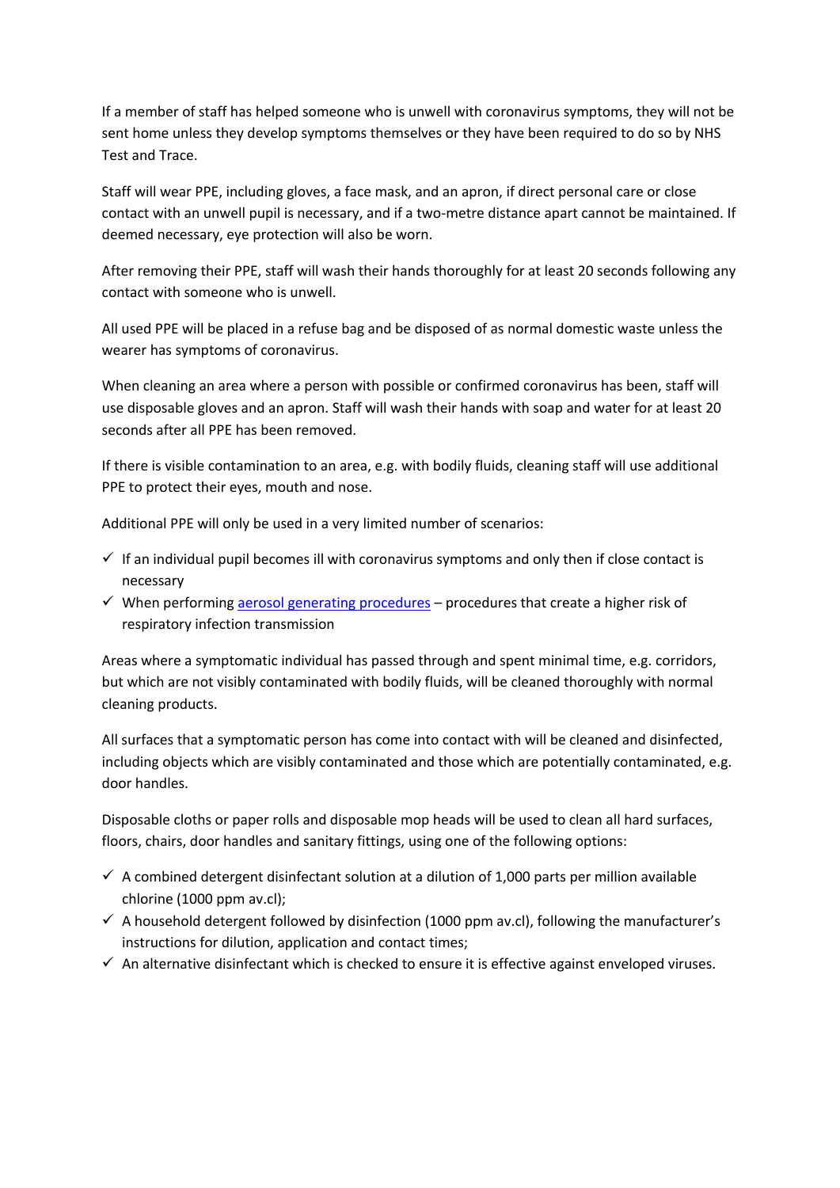If a member of staff has helped someone who is unwell with coronavirus symptoms, they will not be sent home unless they develop symptoms themselves or they have been required to do so by NHS Test and Trace.

Staff will wear PPE, including gloves, a face mask, and an apron, if direct personal care or close contact with an unwell pupil is necessary, and if a two-metre distance apart cannot be maintained. If deemed necessary, eye protection will also be worn.

After removing their PPE, staff will wash their hands thoroughly for at least 20 seconds following any contact with someone who is unwell.

All used PPE will be placed in a refuse bag and be disposed of as normal domestic waste unless the wearer has symptoms of coronavirus.

When cleaning an area where a person with possible or confirmed coronavirus has been, staff will use disposable gloves and an apron. Staff will wash their hands with soap and water for at least 20 seconds after all PPE has been removed.

If there is visible contamination to an area, e.g. with bodily fluids, cleaning staff will use additional PPE to protect their eyes, mouth and nose.

Additional PPE will only be used in a very limited number of scenarios:

- ✓ If an individual pupil becomes ill with coronavirus symptoms and only then if close contact is necessary
- ✓ When performing [aerosol generating procedures]() – procedures that create a higher risk of respiratory infection transmission

Areas where a symptomatic individual has passed through and spent minimal time, e.g. corridors, but which are not visibly contaminated with bodily fluids, will be cleaned thoroughly with normal cleaning products.

All surfaces that a symptomatic person has come into contact with will be cleaned and disinfected, including objects which are visibly contaminated and those which are potentially contaminated, e.g. door handles.

Disposable cloths or paper rolls and disposable mop heads will be used to clean all hard surfaces, floors, chairs, door handles and sanitary fittings, using one of the following options:

- ✓ A combined detergent disinfectant solution at a dilution of 1,000 parts per million available chlorine (1000 ppm av.cl);
- ✓ A household detergent followed by disinfection (1000 ppm av.cl), following the manufacturer's instructions for dilution, application and contact times;
- ✓ An alternative disinfectant which is checked to ensure it is effective against enveloped viruses.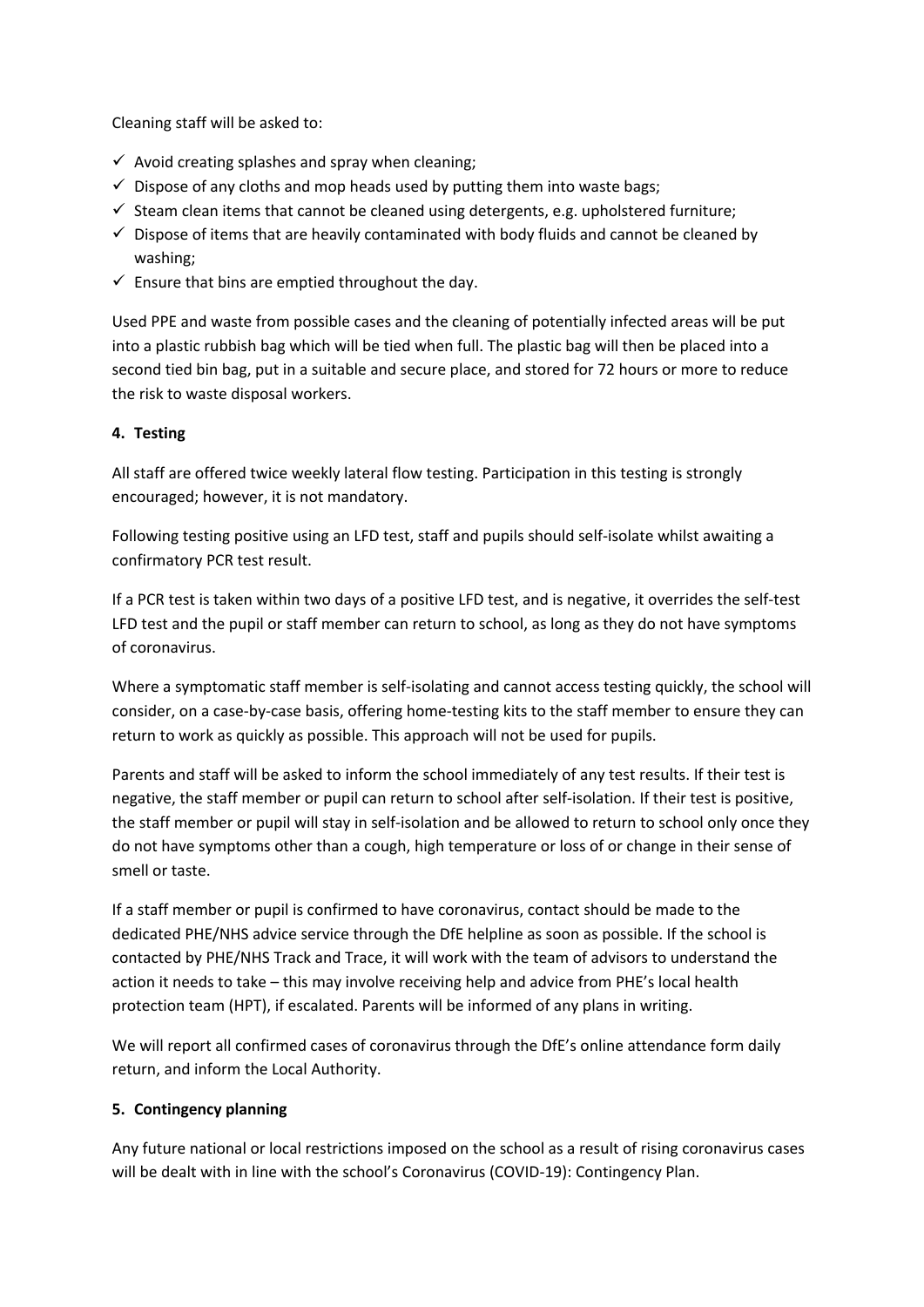Cleaning staff will be asked to:

- ✓ Avoid creating splashes and spray when cleaning;
- ✓ Dispose of any cloths and mop heads used by putting them into waste bags;
- ✓ Steam clean items that cannot be cleaned using detergents, e.g. upholstered furniture;
- ✓ Dispose of items that are heavily contaminated with body fluids and cannot be cleaned by washing;
- ✓ Ensure that bins are emptied throughout the day.

Used PPE and waste from possible cases and the cleaning of potentially infected areas will be put into a plastic rubbish bag which will be tied when full. The plastic bag will then be placed into a second tied bin bag, put in a suitable and secure place, and stored for 72 hours or more to reduce the risk to waste disposal workers.

**4. Testing**

All staff are offered twice weekly lateral flow testing. Participation in this testing is strongly encouraged; however, it is not mandatory.

Following testing positive using an LFD test, staff and pupils should self-isolate whilst awaiting a confirmatory PCR test result.

If a PCR test is taken within two days of a positive LFD test, and is negative, it overrides the self-test LFD test and the pupil or staff member can return to school, as long as they do not have symptoms of coronavirus.

Where a symptomatic staff member is self-isolating and cannot access testing quickly, the school will consider, on a case-by-case basis, offering home-testing kits to the staff member to ensure they can return to work as quickly as possible. This approach will not be used for pupils.

Parents and staff will be asked to inform the school immediately of any test results. If their test is negative, the staff member or pupil can return to school after self-isolation. If their test is positive, the staff member or pupil will stay in self-isolation and be allowed to return to school only once they do not have symptoms other than a cough, high temperature or loss of or change in their sense of smell or taste.

If a staff member or pupil is confirmed to have coronavirus, contact should be made to the dedicated PHE/NHS advice service through the DfE helpline as soon as possible. If the school is contacted by PHE/NHS Track and Trace, it will work with the team of advisors to understand the action it needs to take – this may involve receiving help and advice from PHE's local health protection team (HPT), if escalated. Parents will be informed of any plans in writing.

We will report all confirmed cases of coronavirus through the DfE's online attendance form daily return, and inform the Local Authority.

**5. Contingency planning**

Any future national or local restrictions imposed on the school as a result of rising coronavirus cases will be dealt with in line with the school's Coronavirus (COVID-19): Contingency Plan.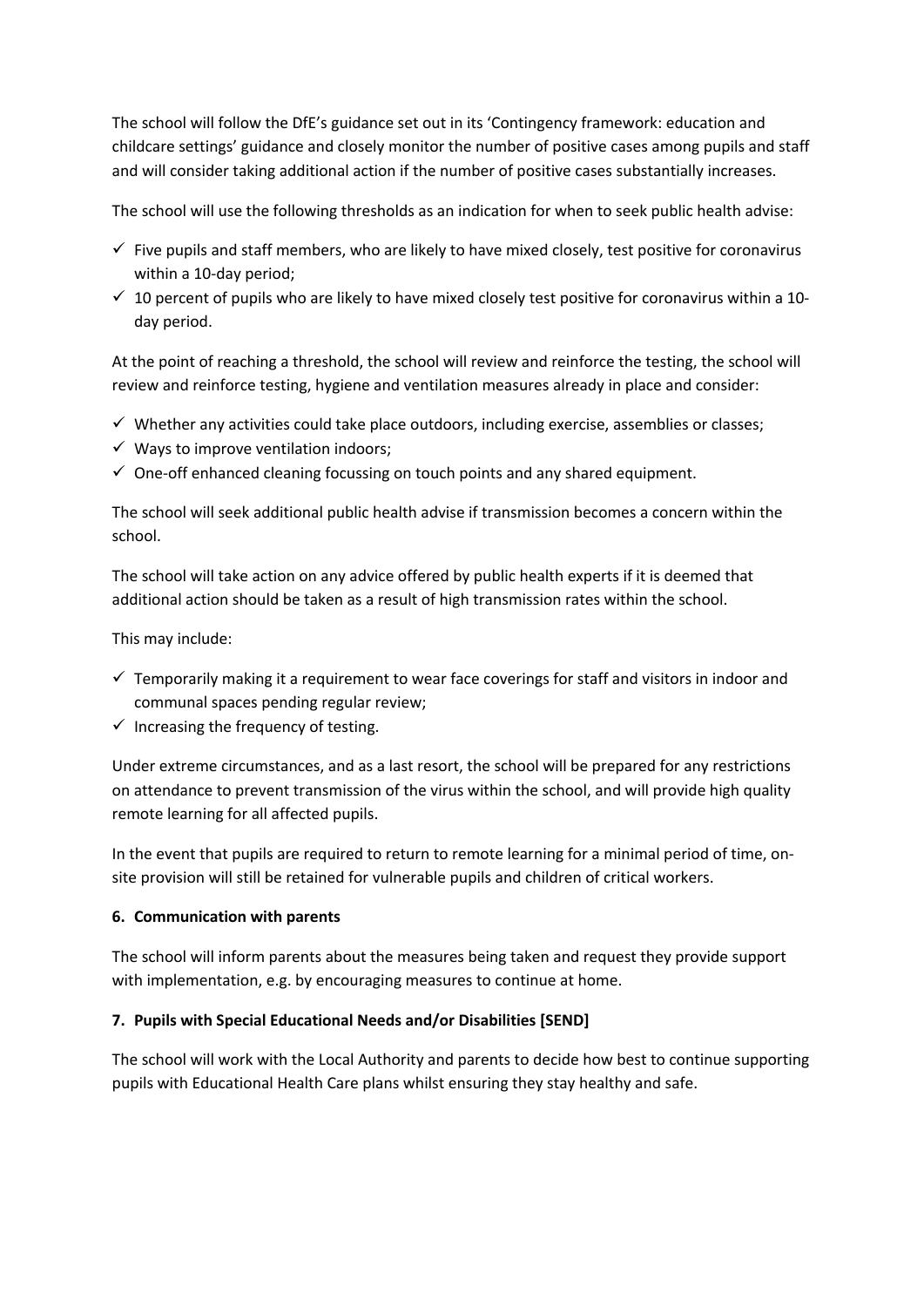The school will follow the DfE's guidance set out in its 'Contingency framework: education and childcare settings' guidance and closely monitor the number of positive cases among pupils and staff and will consider taking additional action if the number of positive cases substantially increases.

The school will use the following thresholds as an indication for when to seek public health advise:

- ✓ Five pupils and staff members, who are likely to have mixed closely, test positive for coronavirus within a 10-day period;
- ✓ 10 percent of pupils who are likely to have mixed closely test positive for coronavirus within a 10-day period.

At the point of reaching a threshold, the school will review and reinforce the testing, the school will review and reinforce testing, hygiene and ventilation measures already in place and consider:

- ✓ Whether any activities could take place outdoors, including exercise, assemblies or classes;
- ✓ Ways to improve ventilation indoors;
- ✓ One-off enhanced cleaning focussing on touch points and any shared equipment.

The school will seek additional public health advise if transmission becomes a concern within the school.

The school will take action on any advice offered by public health experts if it is deemed that additional action should be taken as a result of high transmission rates within the school.

This may include:

- ✓ Temporarily making it a requirement to wear face coverings for staff and visitors in indoor and communal spaces pending regular review;
- ✓ Increasing the frequency of testing.

Under extreme circumstances, and as a last resort, the school will be prepared for any restrictions on attendance to prevent transmission of the virus within the school, and will provide high quality remote learning for all affected pupils.

In the event that pupils are required to return to remote learning for a minimal period of time, on-site provision will still be retained for vulnerable pupils and children of critical workers.

**6. Communication with parents**

The school will inform parents about the measures being taken and request they provide support with implementation, e.g. by encouraging measures to continue at home.

**7. Pupils with Special Educational Needs and/or Disabilities [SEND]**

The school will work with the Local Authority and parents to decide how best to continue supporting pupils with Educational Health Care plans whilst ensuring they stay healthy and safe.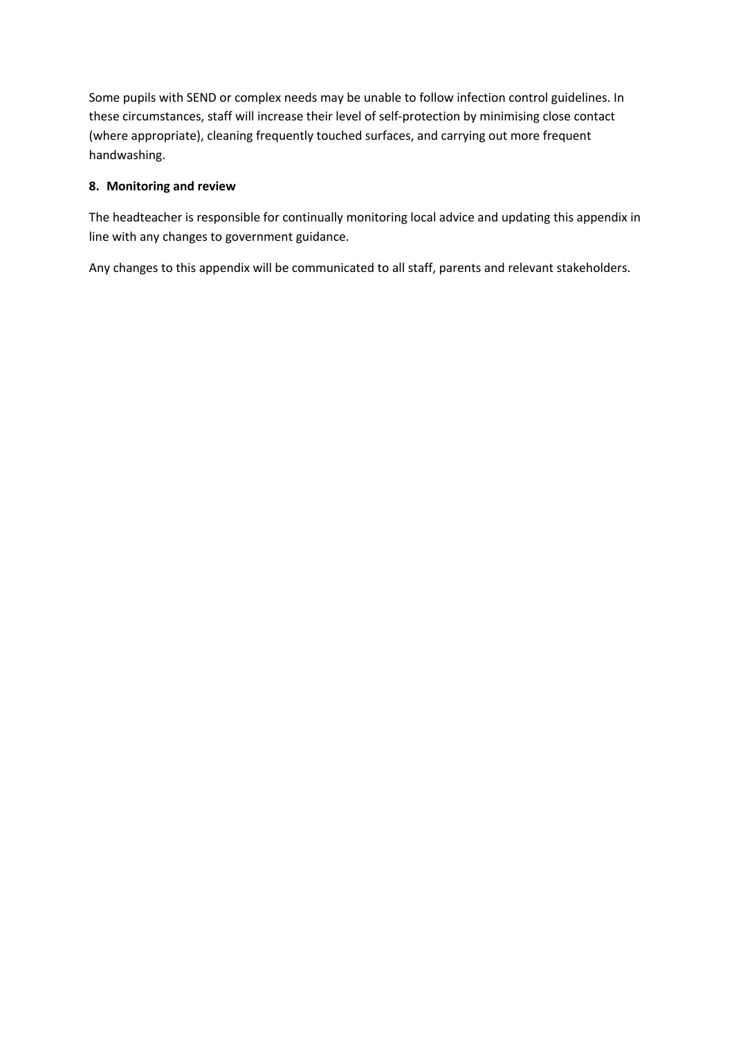Some pupils with SEND or complex needs may be unable to follow infection control guidelines. In these circumstances, staff will increase their level of self-protection by minimising close contact (where appropriate), cleaning frequently touched surfaces, and carrying out more frequent handwashing.

## 8. Monitoring and review

The headteacher is responsible for continually monitoring local advice and updating this appendix in line with any changes to government guidance.

Any changes to this appendix will be communicated to all staff, parents and relevant stakeholders.